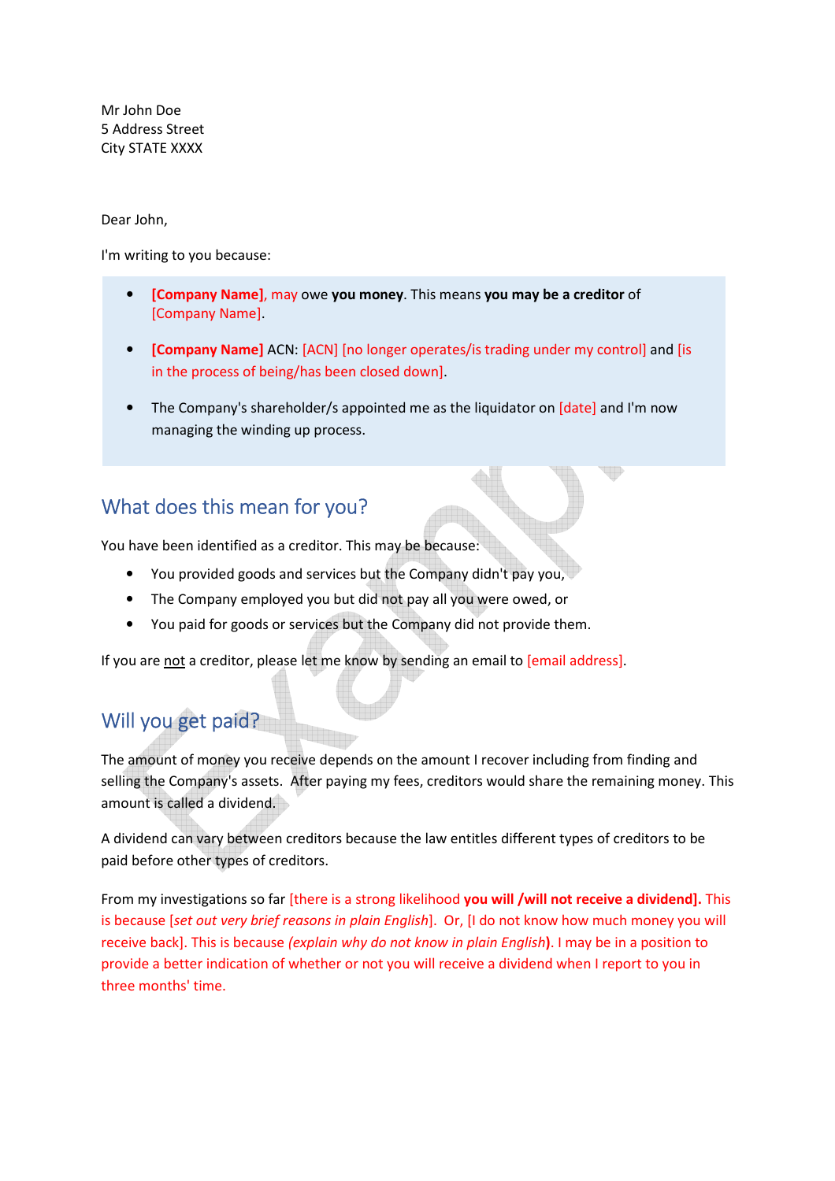Mr John Doe
5 Address Street
City STATE XXXX

Dear John,

I'm writing to you because:

- **[Company Name]**, may owe **you money**. This means **you may be a creditor** of [Company Name].
- **[Company Name]** ACN: [ACN] [no longer operates/is trading under my control] and [is in the process of being/has been closed down].
- The Company's shareholder/s appointed me as the liquidator on [date] and I'm now managing the winding up process.

## What does this mean for you?

You have been identified as a creditor. This may be because:

- You provided goods and services but the Company didn't pay you,
- The Company employed you but did not pay all you were owed, or
- You paid for goods or services but the Company did not provide them.

If you are not a creditor, please let me know by sending an email to [email address].

## Will you get paid?

The amount of money you receive depends on the amount I recover including from finding and selling the Company's assets. After paying my fees, creditors would share the remaining money. This amount is called a dividend.

A dividend can vary between creditors because the law entitles different types of creditors to be paid before other types of creditors.

From my investigations so far [there is a strong likelihood **you will /will not receive a dividend].** This is because [*set out very brief reasons in plain English*]. Or, [I do not know how much money you will receive back]. This is because *(explain why do not know in plain English*). I may be in a position to provide a better indication of whether or not you will receive a dividend when I report to you in three months' time.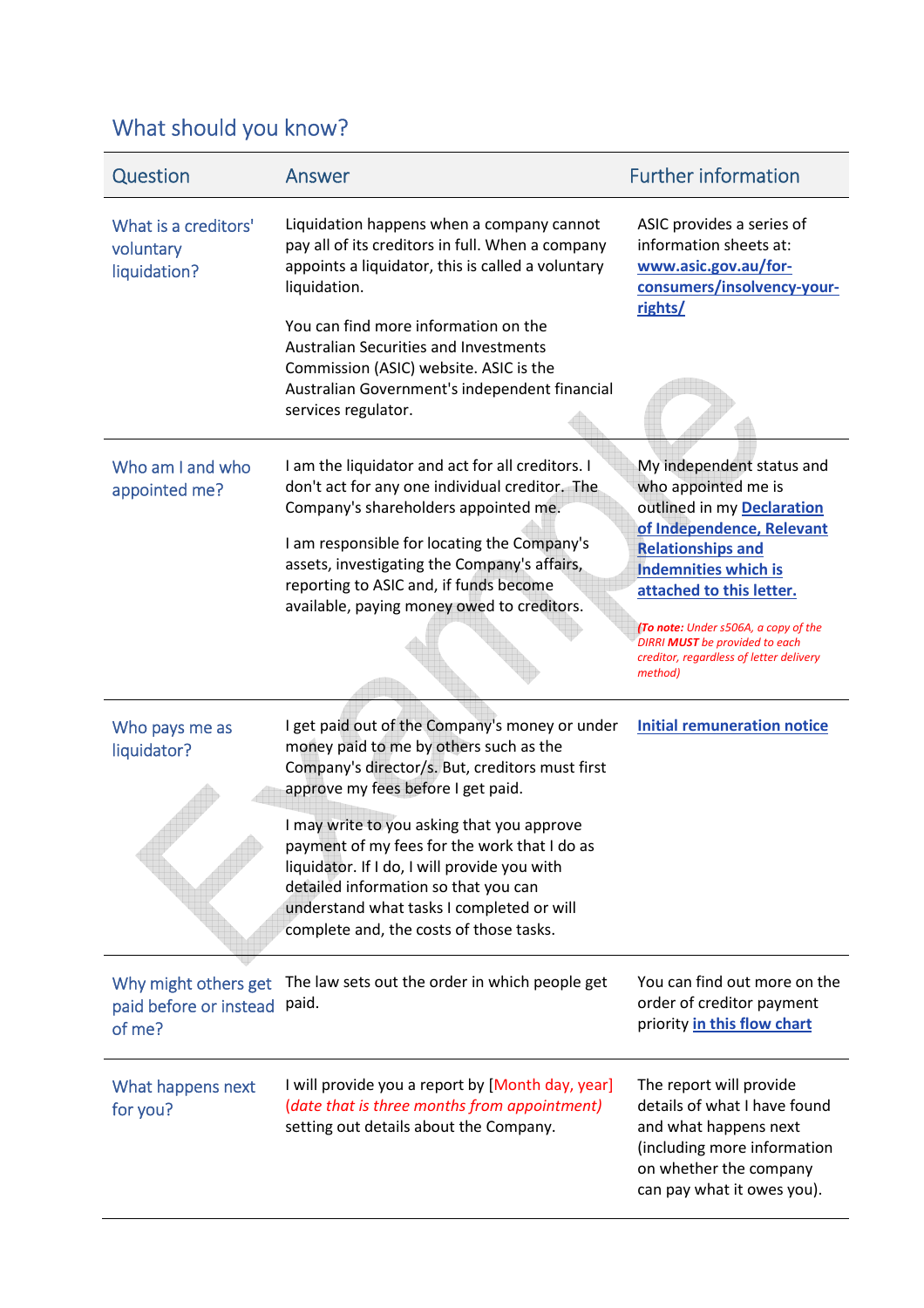## What should you know?

| Question | Answer | Further information |
| --- | --- | --- |
| What is a creditors' voluntary liquidation? | Liquidation happens when a company cannot pay all of its creditors in full. When a company appoints a liquidator, this is called a voluntary liquidation.<br><br>You can find more information on the Australian Securities and Investments Commission (ASIC) website. ASIC is the Australian Government's independent financial services regulator. | ASIC provides a series of information sheets at: **www.asic.gov.au/for-consumers/insolvency-your-rights/** |
| Who am I and who appointed me? | I am the liquidator and act for all creditors. I don't act for any one individual creditor. The Company's shareholders appointed me.<br><br>I am responsible for locating the Company's assets, investigating the Company's affairs, reporting to ASIC and, if funds become available, paying money owed to creditors. | My independent status and who appointed me is outlined in my **Declaration of Independence, Relevant Relationships and Indemnities which is attached to this letter.**<br><br>***(To note:** Under s506A, a copy of the DIRRI **MUST** be provided to each creditor, regardless of letter delivery method)* |
| Who pays me as liquidator? | I get paid out of the Company's money or under money paid to me by others such as the Company's director/s. But, creditors must first approve my fees before I get paid.<br><br>I may write to you asking that you approve payment of my fees for the work that I do as liquidator. If I do, I will provide you with detailed information so that you can understand what tasks I completed or will complete and, the costs of those tasks. | **Initial remuneration notice** |
| Why might others get paid before or instead of me? | The law sets out the order in which people get paid. | You can find out more on the order of creditor payment priority **in this flow chart** |
| What happens next for you? | I will provide you a report by [Month day, year] *(date that is three months from appointment)* setting out details about the Company. | The report will provide details of what I have found and what happens next (including more information on whether the company can pay what it owes you). |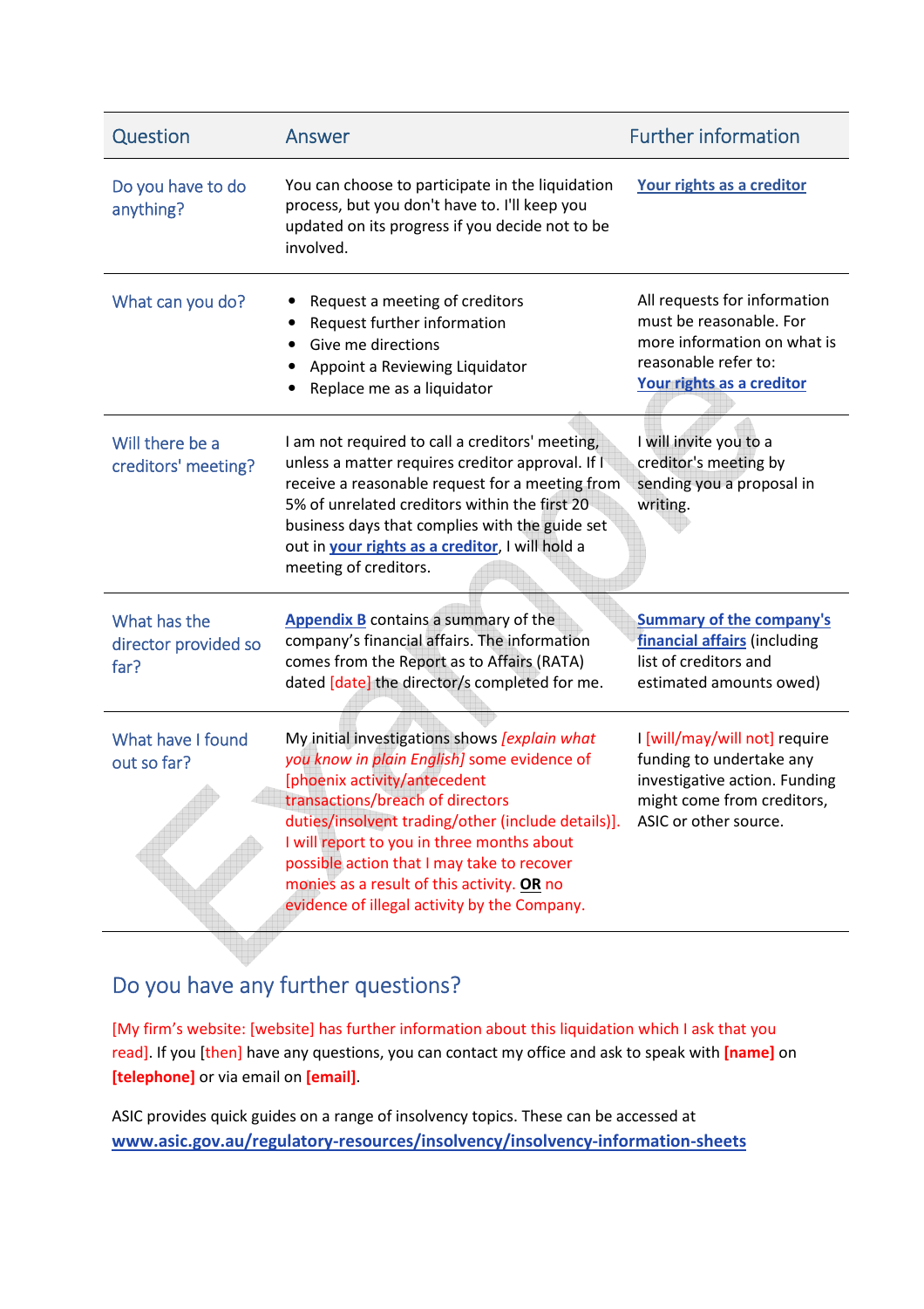| Question | Answer | Further information |
|---|---|---|
| Do you have to do anything? | You can choose to participate in the liquidation process, but you don't have to. I'll keep you updated on its progress if you decide not to be involved. | **Your rights as a creditor** |
| What can you do? | • Request a meeting of creditors<br>• Request further information<br>• Give me directions<br>• Appoint a Reviewing Liquidator<br>• Replace me as a liquidator | All requests for information must be reasonable. For more information on what is reasonable refer to: **Your rights as a creditor** |
| Will there be a creditors' meeting? | I am not required to call a creditors' meeting, unless a matter requires creditor approval. If I receive a reasonable request for a meeting from 5% of unrelated creditors within the first 20 business days that complies with the guide set out in **your rights as a creditor**, I will hold a meeting of creditors. | I will invite you to a creditor's meeting by sending you a proposal in writing. |
| What has the director provided so far? | **Appendix B** contains a summary of the company's financial affairs. The information comes from the Report as to Affairs (RATA) dated [date] the director/s completed for me. | **Summary of the company's financial affairs** (including list of creditors and estimated amounts owed) |
| What have I found out so far? | My initial investigations shows *[explain what you know in plain English]* some evidence of [phoenix activity/antecedent transactions/breach of directors duties/insolvent trading/other (include details)]. I will report to you in three months about possible action that I may take to recover monies as a result of this activity. **OR** no evidence of illegal activity by the Company. | I [will/may/will not] require funding to undertake any investigative action. Funding might come from creditors, ASIC or other source. |

## Do you have any further questions?

[My firm's website: [website] has further information about this liquidation which I ask that you read]. If you [then] have any questions, you can contact my office and ask to speak with **[name]** on **[telephone]** or via email on **[email]**.

ASIC provides quick guides on a range of insolvency topics. These can be accessed at **www.asic.gov.au/regulatory-resources/insolvency/insolvency-information-sheets**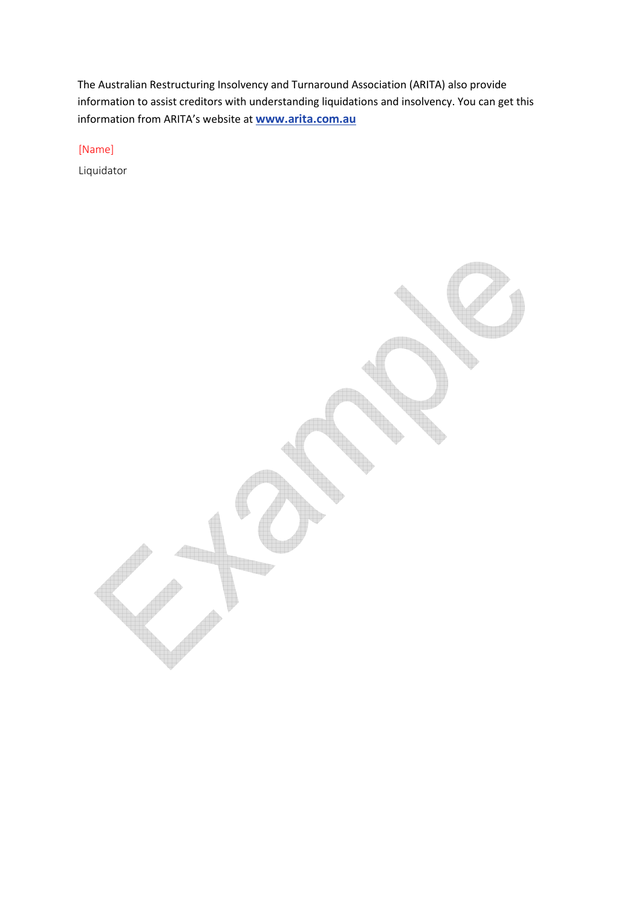The Australian Restructuring Insolvency and Turnaround Association (ARITA) also provide information to assist creditors with understanding liquidations and insolvency. You can get this information from ARITA's website at **[www.arita.com.au](http://www.arita.com.au)**

[Name]

Liquidator